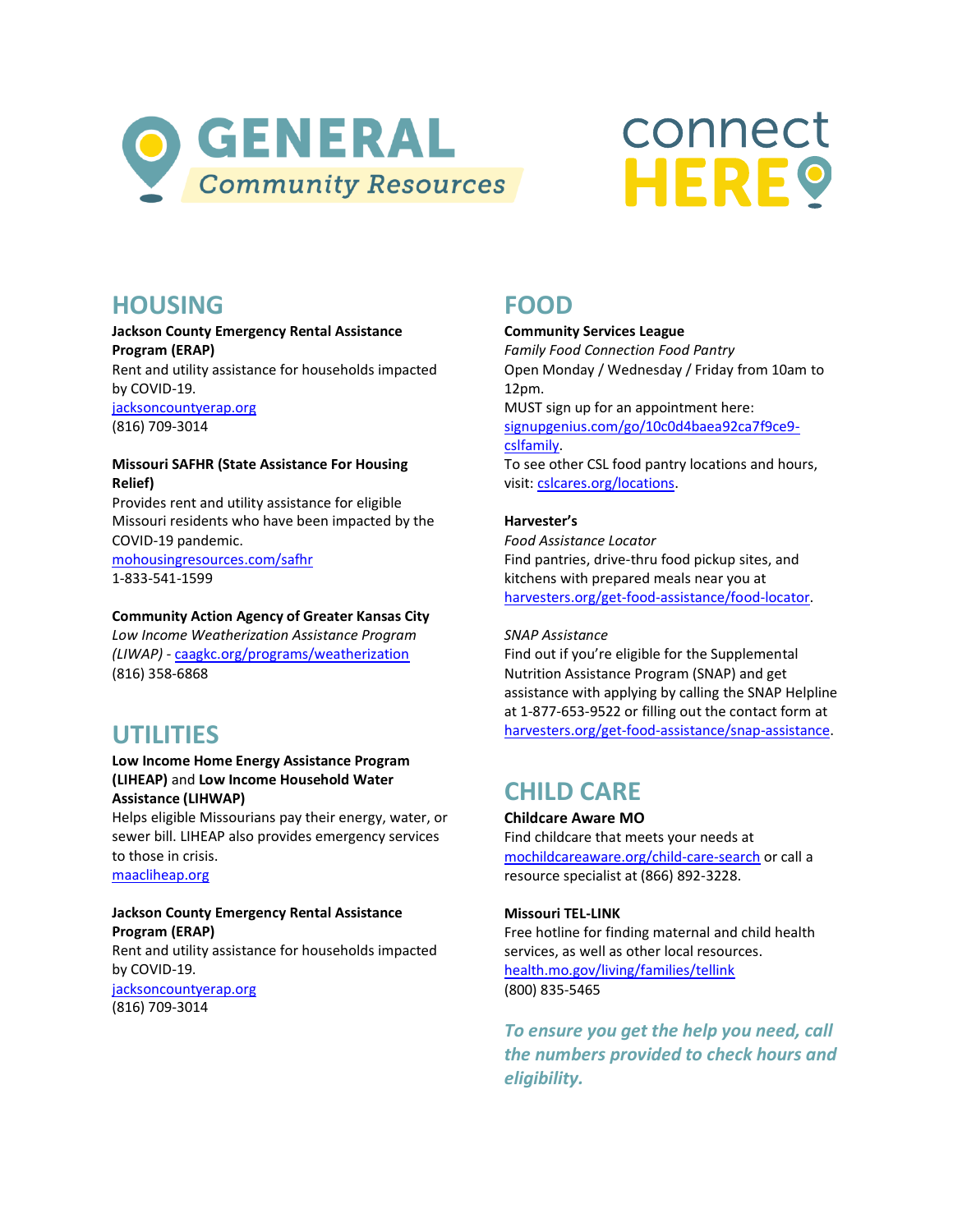# GENERAL Community Resources

connect HERE

## HOUSING

**Jackson County Emergency Rental Assistance Program (ERAP)**
Rent and utility assistance for households impacted by COVID-19.
jacksoncountyerap.org
(816) 709-3014

**Missouri SAFHR (State Assistance For Housing Relief)**
Provides rent and utility assistance for eligible Missouri residents who have been impacted by the COVID-19 pandemic.
mohousingresources.com/safhr
1-833-541-1599

**Community Action Agency of Greater Kansas City**
*Low Income Weatherization Assistance Program (LIWAP)* - caagkc.org/programs/weatherization
(816) 358-6868

## UTILITIES

**Low Income Home Energy Assistance Program (LIHEAP)** and **Low Income Household Water Assistance (LIHWAP)**
Helps eligible Missourians pay their energy, water, or sewer bill. LIHEAP also provides emergency services to those in crisis.
maacliheap.org

**Jackson County Emergency Rental Assistance Program (ERAP)**
Rent and utility assistance for households impacted by COVID-19.
jacksoncountyerap.org
(816) 709-3014

## FOOD

**Community Services League**
*Family Food Connection Food Pantry*
Open Monday / Wednesday / Friday from 10am to 12pm.
MUST sign up for an appointment here: signupgenius.com/go/10c0d4baea92ca7f9ce9-cslfamily.
To see other CSL food pantry locations and hours, visit: cslcares.org/locations.

**Harvester's**
*Food Assistance Locator*
Find pantries, drive-thru food pickup sites, and kitchens with prepared meals near you at harvesters.org/get-food-assistance/food-locator.

*SNAP Assistance*
Find out if you're eligible for the Supplemental Nutrition Assistance Program (SNAP) and get assistance with applying by calling the SNAP Helpline at 1-877-653-9522 or filling out the contact form at harvesters.org/get-food-assistance/snap-assistance.

## CHILD CARE

**Childcare Aware MO**
Find childcare that meets your needs at mochildcareaware.org/child-care-search or call a resource specialist at (866) 892-3228.

**Missouri TEL-LINK**
Free hotline for finding maternal and child health services, as well as other local resources.
health.mo.gov/living/families/tellink
(800) 835-5465

***To ensure you get the help you need, call the numbers provided to check hours and eligibility.***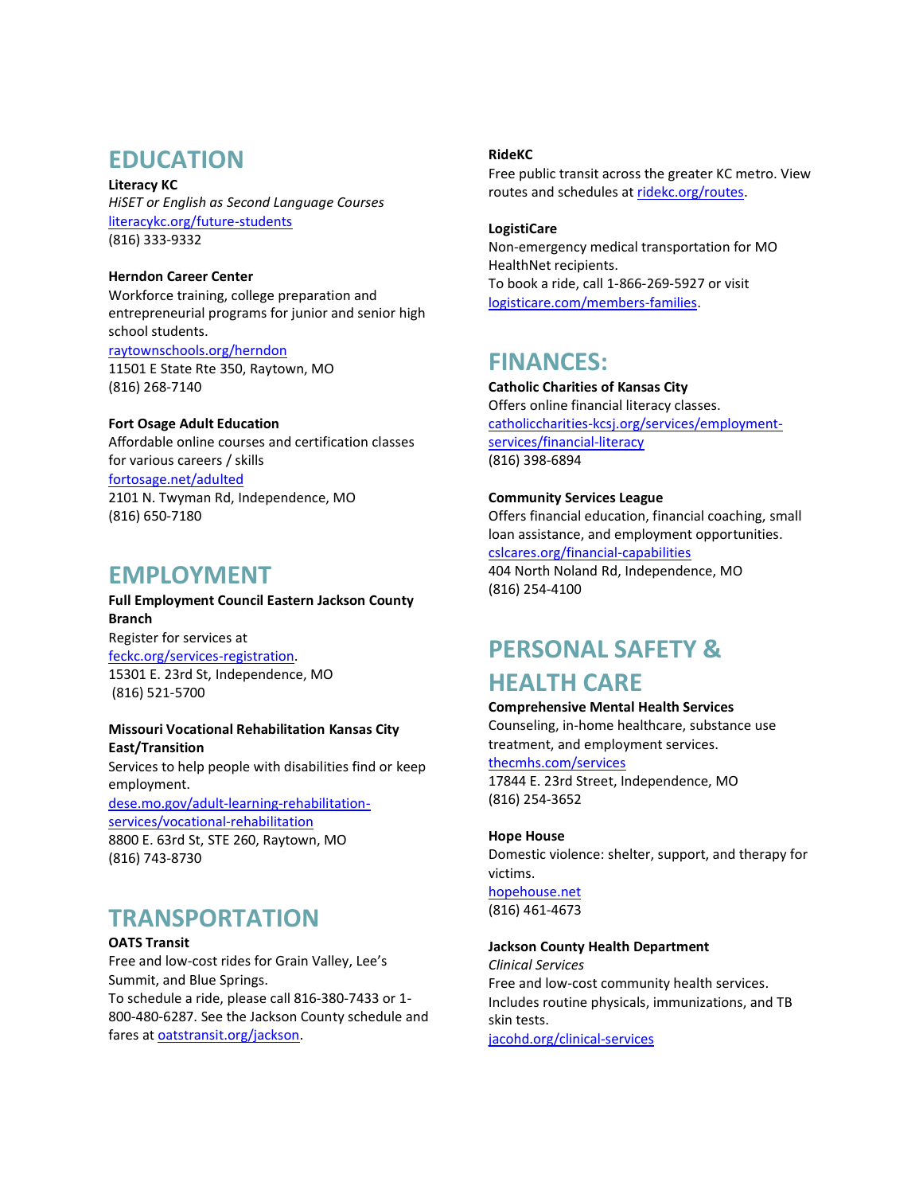# EDUCATION

**Literacy KC**
*HiSET or English as Second Language Courses*
literacykc.org/future-students
(816) 333-9332

**Herndon Career Center**
Workforce training, college preparation and entrepreneurial programs for junior and senior high school students.
raytownschools.org/herndon
11501 E State Rte 350, Raytown, MO
(816) 268-7140

**Fort Osage Adult Education**
Affordable online courses and certification classes for various careers / skills
fortosage.net/adulted
2101 N. Twyman Rd, Independence, MO
(816) 650-7180

# EMPLOYMENT

**Full Employment Council Eastern Jackson County Branch**
Register for services at feckc.org/services-registration.
15301 E. 23rd St, Independence, MO
(816) 521-5700

**Missouri Vocational Rehabilitation Kansas City East/Transition**
Services to help people with disabilities find or keep employment.
dese.mo.gov/adult-learning-rehabilitation-services/vocational-rehabilitation
8800 E. 63rd St, STE 260, Raytown, MO
(816) 743-8730

# TRANSPORTATION

**OATS Transit**
Free and low-cost rides for Grain Valley, Lee's Summit, and Blue Springs.
To schedule a ride, please call 816-380-7433 or 1-800-480-6287. See the Jackson County schedule and fares at oatstransit.org/jackson.

**RideKC**
Free public transit across the greater KC metro. View routes and schedules at ridekc.org/routes.

**LogistiCare**
Non-emergency medical transportation for MO HealthNet recipients.
To book a ride, call 1-866-269-5927 or visit logisticare.com/members-families.

# FINANCES:

**Catholic Charities of Kansas City**
Offers online financial literacy classes.
catholiccharities-kcsj.org/services/employment-services/financial-literacy
(816) 398-6894

**Community Services League**
Offers financial education, financial coaching, small loan assistance, and employment opportunities.
cslcares.org/financial-capabilities
404 North Noland Rd, Independence, MO
(816) 254-4100

# PERSONAL SAFETY & HEALTH CARE

**Comprehensive Mental Health Services**
Counseling, in-home healthcare, substance use treatment, and employment services.
thecmhs.com/services
17844 E. 23rd Street, Independence, MO
(816) 254-3652

**Hope House**
Domestic violence: shelter, support, and therapy for victims.
hopehouse.net
(816) 461-4673

**Jackson County Health Department**
*Clinical Services*
Free and low-cost community health services. Includes routine physicals, immunizations, and TB skin tests.
jacohd.org/clinical-services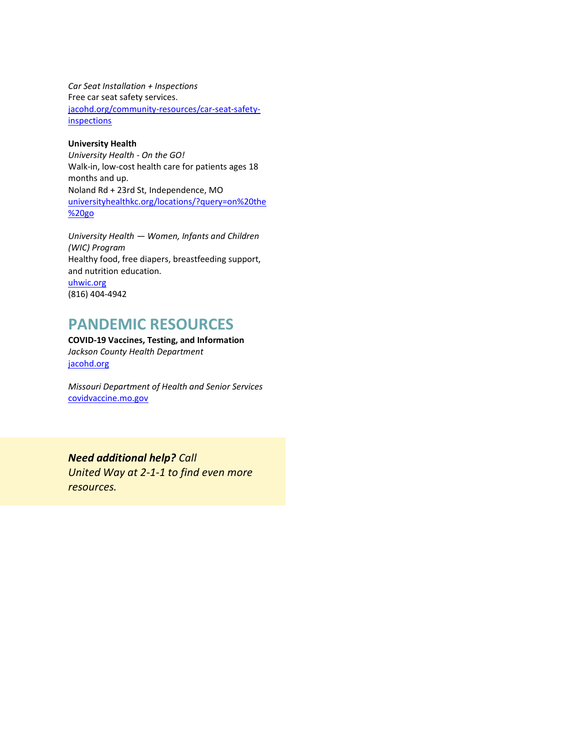*Car Seat Installation + Inspections*
Free car seat safety services.
jacohd.org/community-resources/car-seat-safety-inspections

**University Health**
*University Health - On the GO!*
Walk-in, low-cost health care for patients ages 18 months and up.
Noland Rd + 23rd St, Independence, MO
universityhealthkc.org/locations/?query=on%20the%20go

*University Health — Women, Infants and Children (WIC) Program*
Healthy food, free diapers, breastfeeding support, and nutrition education.
uhwic.org
(816) 404-4942

## PANDEMIC RESOURCES

**COVID-19 Vaccines, Testing, and Information**
*Jackson County Health Department*
jacohd.org

*Missouri Department of Health and Senior Services*
covidvaccine.mo.gov

***Need additional help?*** *Call United Way at 2-1-1 to find even more resources.*